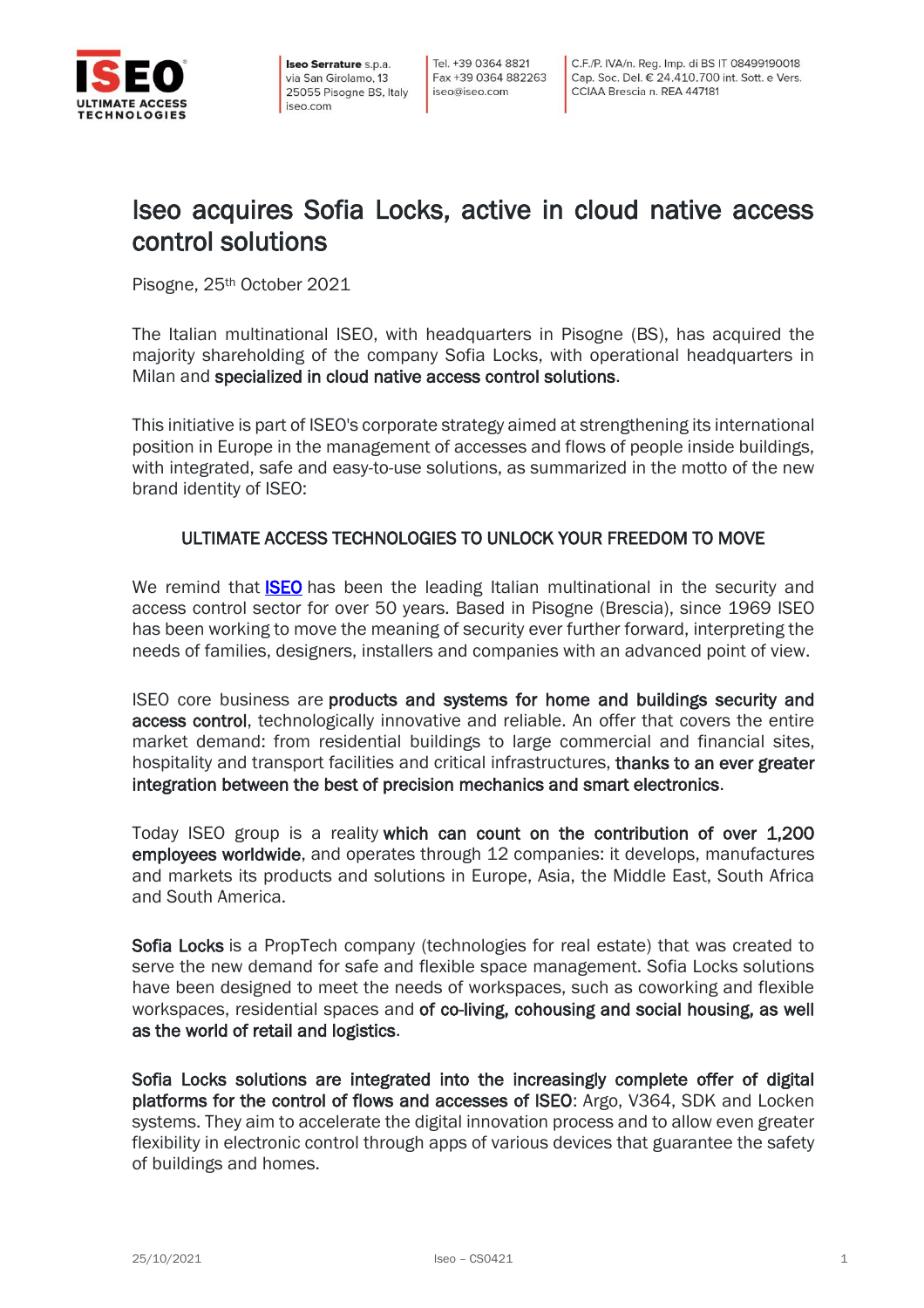# Iseo acquires Sofia Locks, active in cloud native access control solutions

Pisogne, 25th October 2021

The Italian multinational ISEO, with headquarters in Pisogne (BS), has acquired the majority shareholding of the company Sofia Locks, with operational headquarters in Milan and **specialized in cloud native access control solutions**.

This initiative is part of ISEO's corporate strategy aimed at strengthening its international position in Europe in the management of accesses and flows of people inside buildings, with integrated, safe and easy-to-use solutions, as summarized in the motto of the new brand identity of ISEO:

ULTIMATE ACCESS TECHNOLOGIES TO UNLOCK YOUR FREEDOM TO MOVE

We remind that [ISEO] has been the leading Italian multinational in the security and access control sector for over 50 years. Based in Pisogne (Brescia), since 1969 ISEO has been working to move the meaning of security ever further forward, interpreting the needs of families, designers, installers and companies with an advanced point of view.

ISEO core business are **products and systems for home and buildings security and access control**, technologically innovative and reliable. An offer that covers the entire market demand: from residential buildings to large commercial and financial sites, hospitality and transport facilities and critical infrastructures, **thanks to an ever greater integration between the best of precision mechanics and smart electronics**.

Today ISEO group is a reality **which can count on the contribution of over 1,200 employees worldwide**, and operates through 12 companies: it develops, manufactures and markets its products and solutions in Europe, Asia, the Middle East, South Africa and South America.

**Sofia Locks** is a PropTech company (technologies for real estate) that was created to serve the new demand for safe and flexible space management. Sofia Locks solutions have been designed to meet the needs of workspaces, such as coworking and flexible workspaces, residential spaces and **of co-living, cohousing and social housing, as well as the world of retail and logistics**.

**Sofia Locks solutions are integrated into the increasingly complete offer of digital platforms for the control of flows and accesses of ISEO**: Argo, V364, SDK and Locken systems. They aim to accelerate the digital innovation process and to allow even greater flexibility in electronic control through apps of various devices that guarantee the safety of buildings and homes.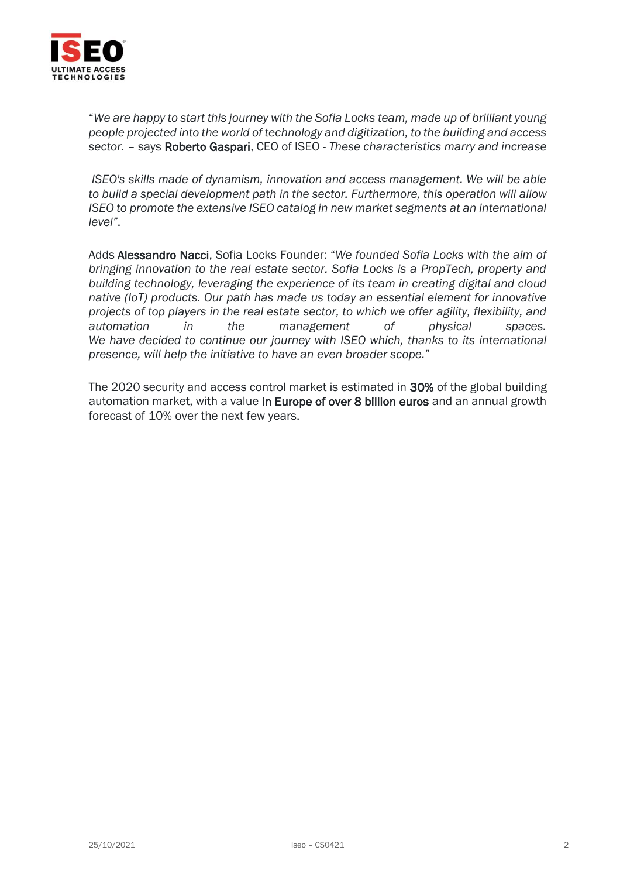*"We are happy to start this journey with the Sofia Locks team, made up of brilliant young people projected into the world of technology and digitization, to the building and access sector.* – says **Roberto Gaspari**, CEO of ISEO - *These characteristics marry and increase*

*ISEO's skills made of dynamism, innovation and access management. We will be able to build a special development path in the sector. Furthermore, this operation will allow ISEO to promote the extensive ISEO catalog in new market segments at an international level"*.

Adds **Alessandro Nacci**, Sofia Locks Founder: "*We founded Sofia Locks with the aim of bringing innovation to the real estate sector. Sofia Locks is a PropTech, property and building technology, leveraging the experience of its team in creating digital and cloud native (IoT) products. Our path has made us today an essential element for innovative projects of top players in the real estate sector, to which we offer agility, flexibility, and automation in the management of physical spaces. We have decided to continue our journey with ISEO which, thanks to its international presence, will help the initiative to have an even broader scope."*

The 2020 security and access control market is estimated in **30%** of the global building automation market, with a value **in Europe of over 8 billion euros** and an annual growth forecast of 10% over the next few years.